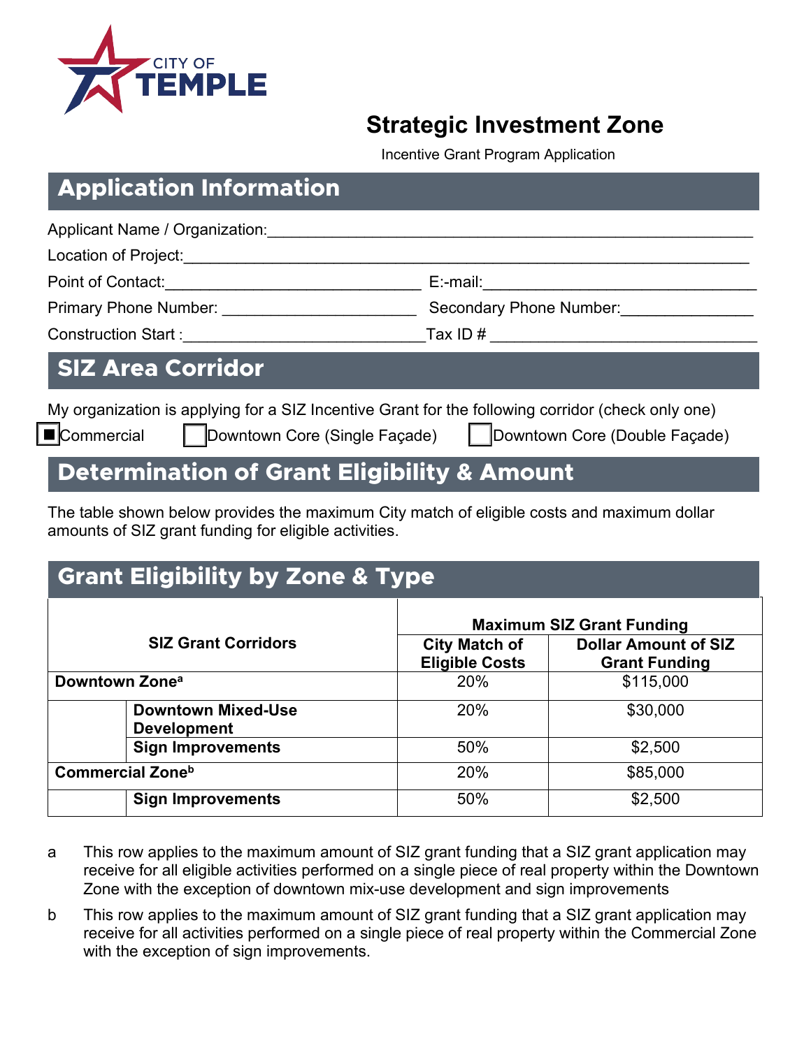CITY OF TEMPLE

# Strategic Investment Zone

Incentive Grant Program Application

## Application Information

Applicant Name / Organization:\_\_\_\_\_\_\_\_\_\_\_\_\_\_\_\_\_\_\_\_\_\_\_\_\_\_\_\_\_\_\_\_\_\_\_\_\_\_\_\_

Location of Project:\_\_\_\_\_\_\_\_\_\_\_\_\_\_\_\_\_\_\_\_\_\_\_\_\_\_\_\_\_\_\_\_\_\_\_\_\_\_\_\_

Point of Contact:\_\_\_\_\_\_\_\_\_\_\_\_\_\_\_\_\_\_\_\_\_\_\_\_ E:-mail:\_\_\_\_\_\_\_\_\_\_\_\_\_\_\_\_\_\_\_\_\_\_\_\_

Primary Phone Number: \_\_\_\_\_\_\_\_\_\_\_\_\_\_\_\_\_\_ Secondary Phone Number:\_\_\_\_\_\_\_\_\_\_\_\_

Construction Start :\_\_\_\_\_\_\_\_\_\_\_\_\_\_\_\_\_\_\_\_\_\_\_\_Tax ID # \_\_\_\_\_\_\_\_\_\_\_\_\_\_\_\_\_\_\_\_\_\_\_\_

## SIZ Area Corridor

My organization is applying for a SIZ Incentive Grant for the following corridor (check only one)

■ Commercial ☐ Downtown Core (Single Façade) ☐ Downtown Core (Double Façade)

## Determination of Grant Eligibility & Amount

The table shown below provides the maximum City match of eligible costs and maximum dollar amounts of SIZ grant funding for eligible activities.

## Grant Eligibility by Zone & Type

| SIZ Grant Corridors | | Maximum SIZ Grant Funding | |
|---|---|---|---|
| | | **City Match of Eligible Costs** | **Dollar Amount of SIZ Grant Funding** |
| **Downtown Zone[a]** | | 20% | $115,000 |
| | **Downtown Mixed-Use Development** | 20% | $30,000 |
| | **Sign Improvements** | 50% | $2,500 |
| **Commercial Zone[b]** | | 20% | $85,000 |
| | **Sign Improvements** | 50% | $2,500 |

a This row applies to the maximum amount of SIZ grant funding that a SIZ grant application may receive for all eligible activities performed on a single piece of real property within the Downtown Zone with the exception of downtown mix-use development and sign improvements

b This row applies to the maximum amount of SIZ grant funding that a SIZ grant application may receive for all activities performed on a single piece of real property within the Commercial Zone with the exception of sign improvements.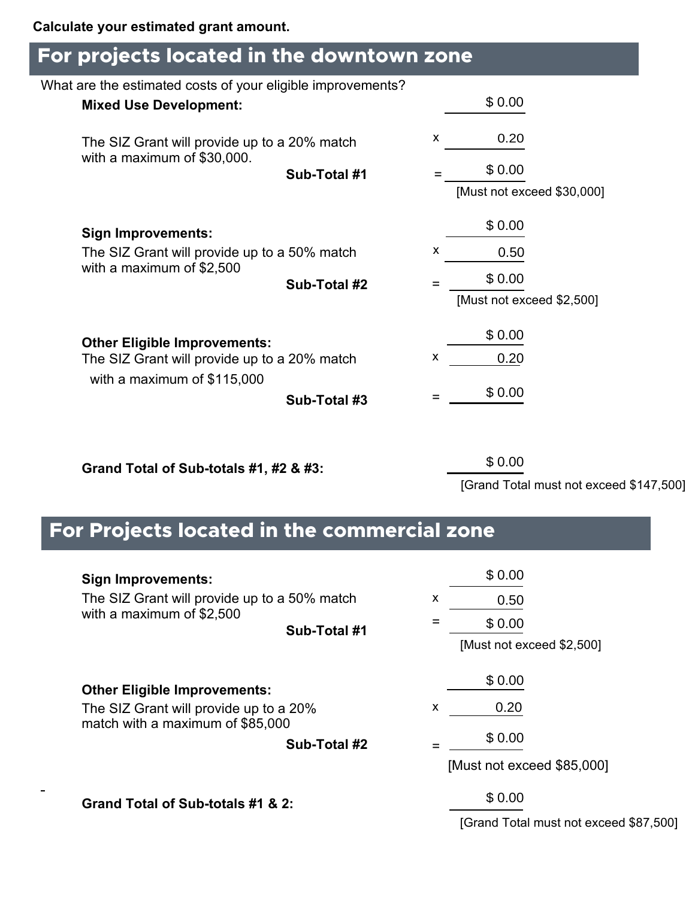**Calculate your estimated grant amount.**

## For projects located in the downtown zone

What are the estimated costs of your eligible improvements?

**Mixed Use Development:** $ 0.00

The SIZ Grant will provide up to a 20% match with a maximum of $30,000. x 0.20

**Sub-Total #1** = $ 0.00

[Must not exceed $30,000]

**Sign Improvements:** $ 0.00

The SIZ Grant will provide up to a 50% match with a maximum of $2,500 x 0.50

**Sub-Total #2** = $ 0.00

[Must not exceed $2,500]

**Other Eligible Improvements:** $ 0.00

The SIZ Grant will provide up to a 20% match with a maximum of $115,000 x 0.20

**Sub-Total #3** = $ 0.00

**Grand Total of Sub-totals #1, #2 & #3:** $ 0.00

[Grand Total must not exceed $147,500]

## For Projects located in the commercial zone

**Sign Improvements:** $ 0.00

The SIZ Grant will provide up to a 50% match with a maximum of $2,500 x 0.50

**Sub-Total #1** = $ 0.00

[Must not exceed $2,500]

**Other Eligible Improvements:** $ 0.00

The SIZ Grant will provide up to a 20% match with a maximum of $85,000 x 0.20

**Sub-Total #2** = $ 0.00

[Must not exceed $85,000]

**Grand Total of Sub-totals #1 & 2:** $ 0.00

[Grand Total must not exceed $87,500]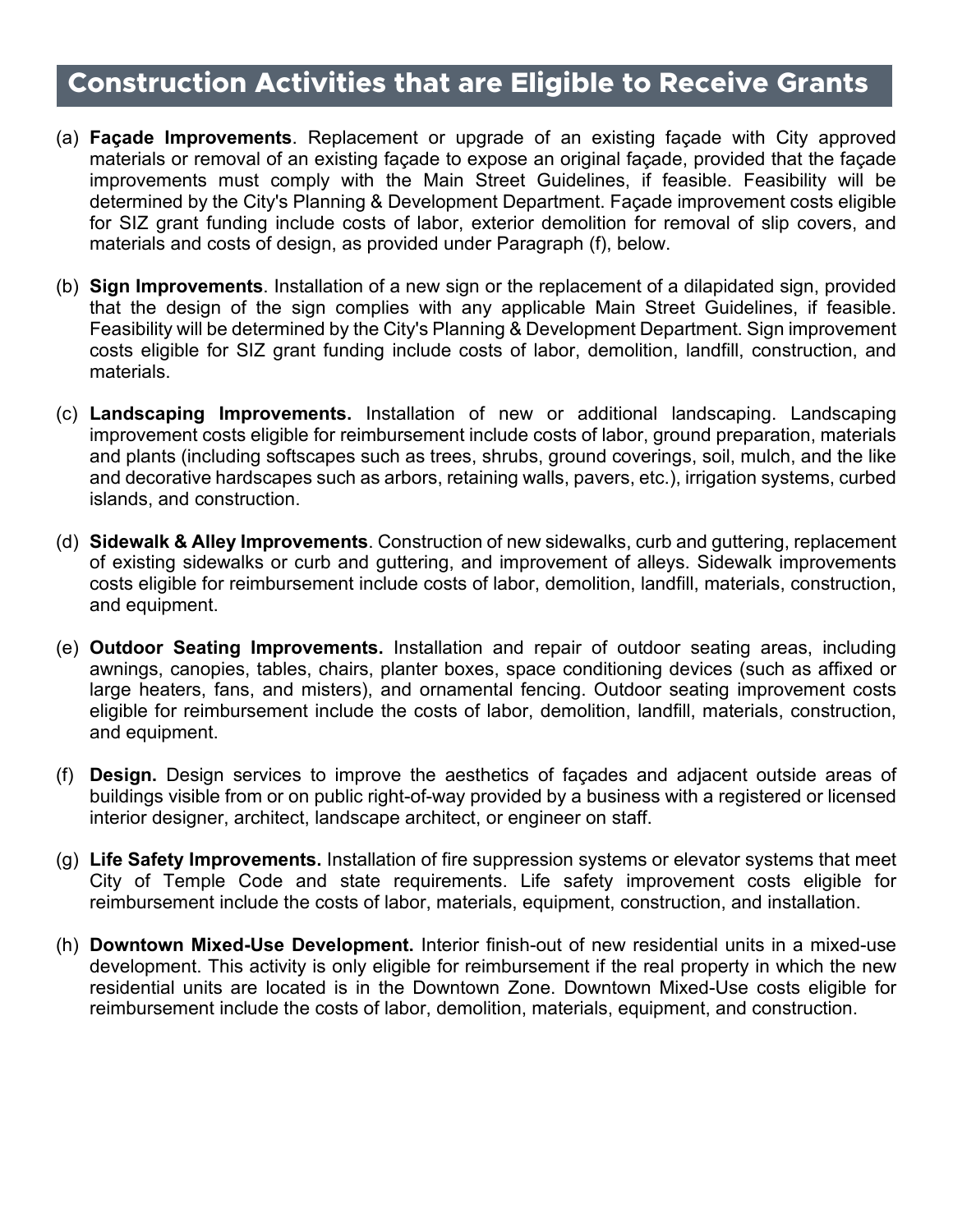## Construction Activities that are Eligible to Receive Grants

(a) **Façade Improvements**. Replacement or upgrade of an existing façade with City approved materials or removal of an existing façade to expose an original façade, provided that the façade improvements must comply with the Main Street Guidelines, if feasible. Feasibility will be determined by the City's Planning & Development Department. Façade improvement costs eligible for SIZ grant funding include costs of labor, exterior demolition for removal of slip covers, and materials and costs of design, as provided under Paragraph (f), below.

(b) **Sign Improvements**. Installation of a new sign or the replacement of a dilapidated sign, provided that the design of the sign complies with any applicable Main Street Guidelines, if feasible. Feasibility will be determined by the City's Planning & Development Department. Sign improvement costs eligible for SIZ grant funding include costs of labor, demolition, landfill, construction, and materials.

(c) **Landscaping Improvements.** Installation of new or additional landscaping. Landscaping improvement costs eligible for reimbursement include costs of labor, ground preparation, materials and plants (including softscapes such as trees, shrubs, ground coverings, soil, mulch, and the like and decorative hardscapes such as arbors, retaining walls, pavers, etc.), irrigation systems, curbed islands, and construction.

(d) **Sidewalk & Alley Improvements**. Construction of new sidewalks, curb and guttering, replacement of existing sidewalks or curb and guttering, and improvement of alleys. Sidewalk improvements costs eligible for reimbursement include costs of labor, demolition, landfill, materials, construction, and equipment.

(e) **Outdoor Seating Improvements.** Installation and repair of outdoor seating areas, including awnings, canopies, tables, chairs, planter boxes, space conditioning devices (such as affixed or large heaters, fans, and misters), and ornamental fencing. Outdoor seating improvement costs eligible for reimbursement include the costs of labor, demolition, landfill, materials, construction, and equipment.

(f) **Design.** Design services to improve the aesthetics of façades and adjacent outside areas of buildings visible from or on public right-of-way provided by a business with a registered or licensed interior designer, architect, landscape architect, or engineer on staff.

(g) **Life Safety Improvements.** Installation of fire suppression systems or elevator systems that meet City of Temple Code and state requirements. Life safety improvement costs eligible for reimbursement include the costs of labor, materials, equipment, construction, and installation.

(h) **Downtown Mixed-Use Development.** Interior finish-out of new residential units in a mixed-use development. This activity is only eligible for reimbursement if the real property in which the new residential units are located is in the Downtown Zone. Downtown Mixed-Use costs eligible for reimbursement include the costs of labor, demolition, materials, equipment, and construction.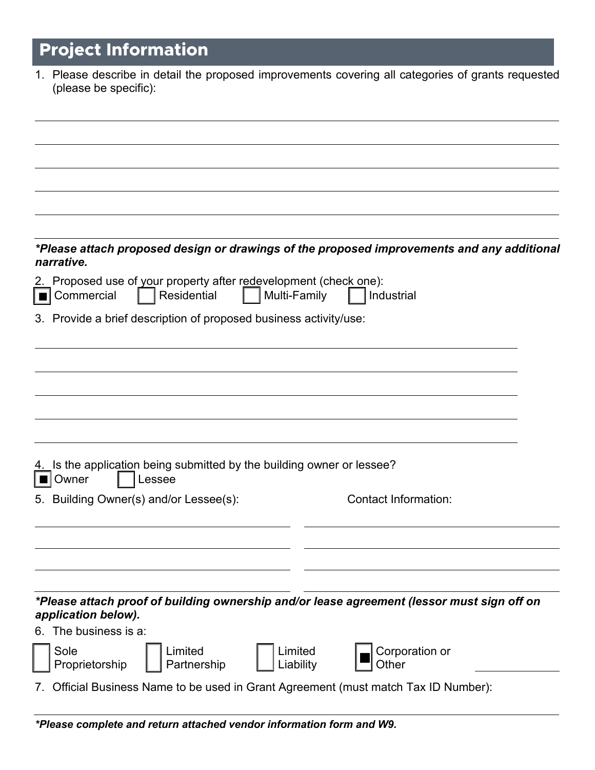## Project Information

1. Please describe in detail the proposed improvements covering all categories of grants requested (please be specific):

______________________________________________________________________

______________________________________________________________________

______________________________________________________________________

______________________________________________________________________

______________________________________________________________________

______________________________________________________________________

***Please attach proposed design or drawings of the proposed improvements and any additional narrative.***

2. Proposed use of your property after redevelopment (check one):

■ Commercial ☐ Residential ☐ Multi-Family ☐ Industrial

3. Provide a brief description of proposed business activity/use:

______________________________________________________________________

______________________________________________________________________

______________________________________________________________________

______________________________________________________________________

______________________________________________________________________

4. Is the application being submitted by the building owner or lessee?

■ Owner ☐ Lessee

5. Building Owner(s) and/or Lessee(s): Contact Information:

| Building Owner(s) and/or Lessee(s) | Contact Information |
| --- | --- |
| | |
| | |
| | |
| | |

***Please attach proof of building ownership and/or lease agreement (lessor must sign off on application below).***

6. The business is a:

☐ Sole Proprietorship ☐ Limited Partnership ☐ Limited Liability ■ Corporation or Other ______________

7. Official Business Name to be used in Grant Agreement (must match Tax ID Number):

______________________________________________________________________

***Please complete and return attached vendor information form and W9.***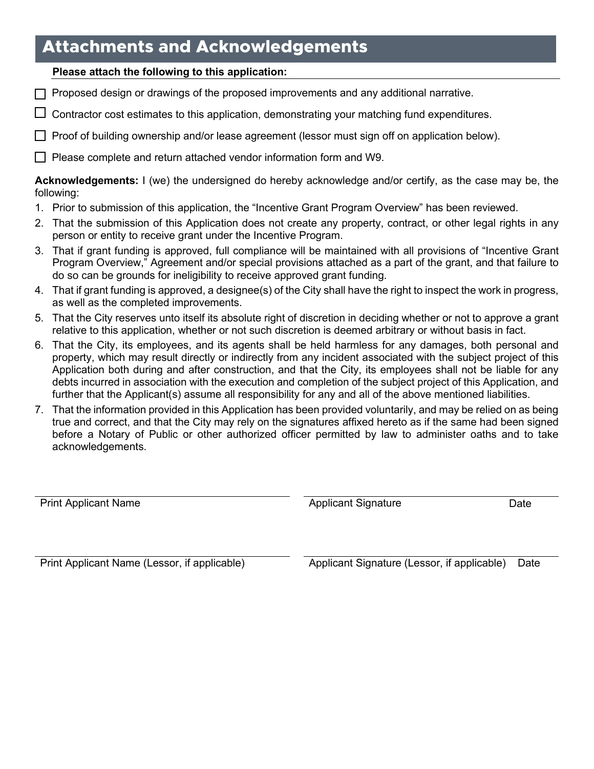## Attachments and Acknowledgements

**Please attach the following to this application:**

- ☐ Proposed design or drawings of the proposed improvements and any additional narrative.
- ☐ Contractor cost estimates to this application, demonstrating your matching fund expenditures.
- ☐ Proof of building ownership and/or lease agreement (lessor must sign off on application below).
- ☐ Please complete and return attached vendor information form and W9.

**Acknowledgements:** I (we) the undersigned do hereby acknowledge and/or certify, as the case may be, the following:

1. Prior to submission of this application, the "Incentive Grant Program Overview" has been reviewed.
2. That the submission of this Application does not create any property, contract, or other legal rights in any person or entity to receive grant under the Incentive Program.
3. That if grant funding is approved, full compliance will be maintained with all provisions of "Incentive Grant Program Overview," Agreement and/or special provisions attached as a part of the grant, and that failure to do so can be grounds for ineligibility to receive approved grant funding.
4. That if grant funding is approved, a designee(s) of the City shall have the right to inspect the work in progress, as well as the completed improvements.
5. That the City reserves unto itself its absolute right of discretion in deciding whether or not to approve a grant relative to this application, whether or not such discretion is deemed arbitrary or without basis in fact.
6. That the City, its employees, and its agents shall be held harmless for any damages, both personal and property, which may result directly or indirectly from any incident associated with the subject project of this Application both during and after construction, and that the City, its employees shall not be liable for any debts incurred in association with the execution and completion of the subject project of this Application, and further that the Applicant(s) assume all responsibility for any and all of the above mentioned liabilities.
7. That the information provided in this Application has been provided voluntarily, and may be relied on as being true and correct, and that the City may rely on the signatures affixed hereto as if the same had been signed before a Notary of Public or other authorized officer permitted by law to administer oaths and to take acknowledgements.

| | |
|---|---|
| \_\_\_\_\_\_\_\_\_\_\_\_\_\_\_\_\_\_\_\_\_\_\_\_ | \_\_\_\_\_\_\_\_\_\_\_\_\_\_\_\_\_\_\_\_\_\_\_\_ |
| Print Applicant Name | Applicant Signature Date |
| \_\_\_\_\_\_\_\_\_\_\_\_\_\_\_\_\_\_\_\_\_\_\_\_ | \_\_\_\_\_\_\_\_\_\_\_\_\_\_\_\_\_\_\_\_\_\_\_\_ |
| Print Applicant Name (Lessor, if applicable) | Applicant Signature (Lessor, if applicable) Date |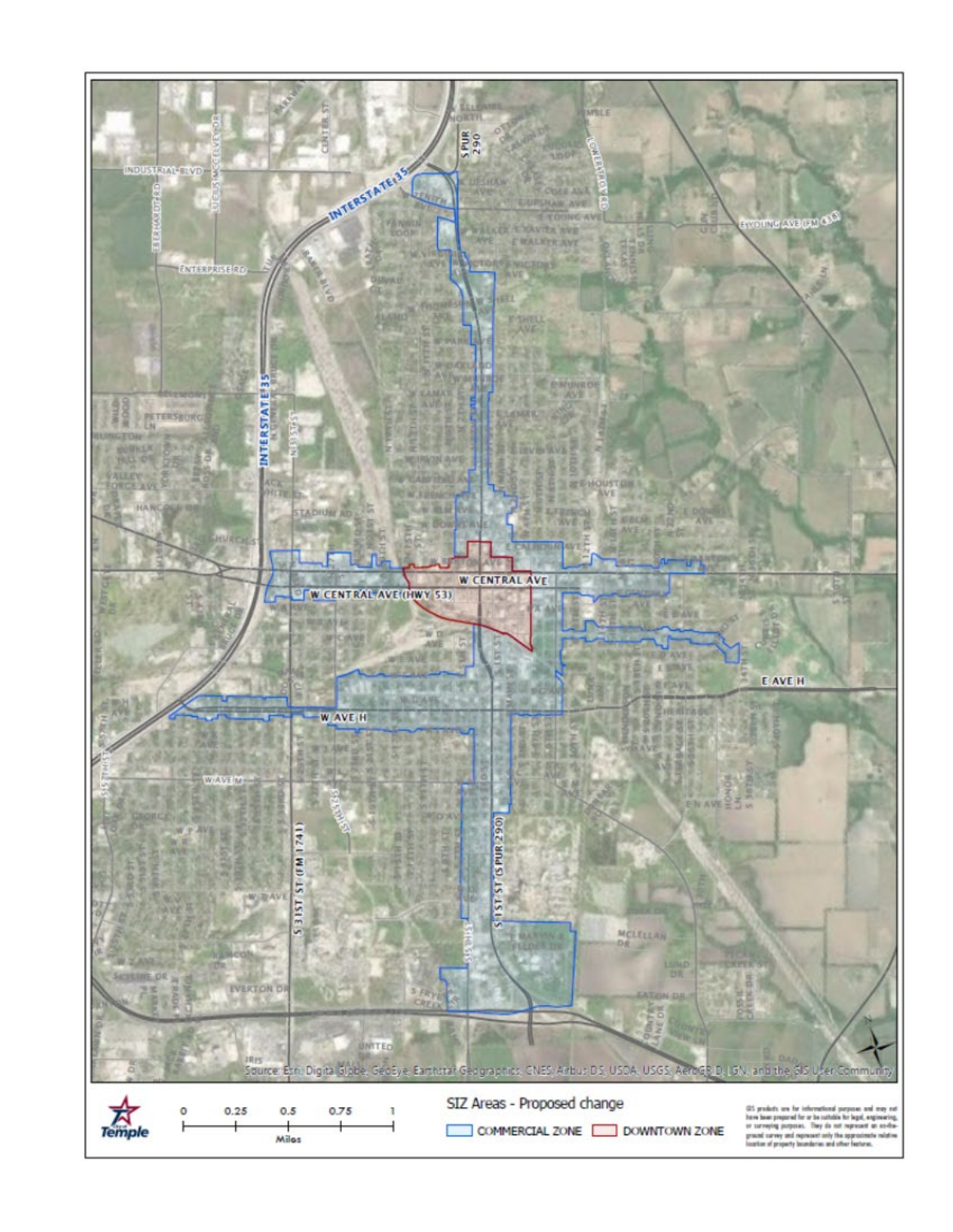Source: Esri, DigitalGlobe, GeoEye, Earthstar Geographics, CNES/Airbus DS, USDA, USGS, AeroGRID, IGN, and the GIS User Community

0 0.25 0.5 0.75 1
Miles

**SIZ Areas - Proposed change**

COMMERCIAL ZONE   DOWNTOWN ZONE

GIS products are for informational purposes and may not have been prepared for or be suitable for legal, engineering, or surveying purposes. They do not represent an on-the-ground survey and represent only the approximate relative location of property boundaries and other features.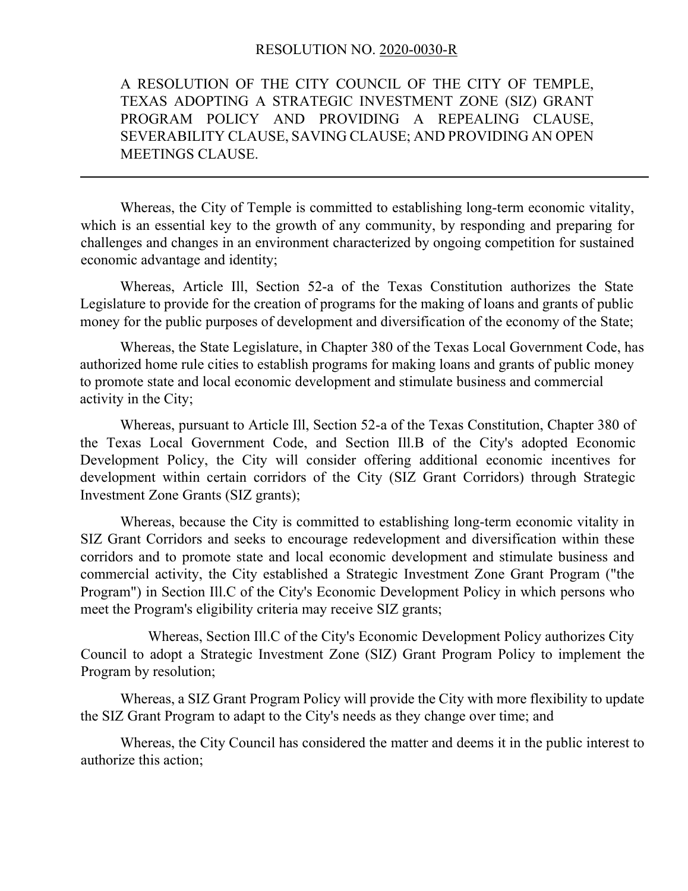RESOLUTION NO. 2020-0030-R

A RESOLUTION OF THE CITY COUNCIL OF THE CITY OF TEMPLE, TEXAS ADOPTING A STRATEGIC INVESTMENT ZONE (SIZ) GRANT PROGRAM POLICY AND PROVIDING A REPEALING CLAUSE, SEVERABILITY CLAUSE, SAVING CLAUSE; AND PROVIDING AN OPEN MEETINGS CLAUSE.

---

Whereas, the City of Temple is committed to establishing long-term economic vitality, which is an essential key to the growth of any community, by responding and preparing for challenges and changes in an environment characterized by ongoing competition for sustained economic advantage and identity;

Whereas, Article Ill, Section 52-a of the Texas Constitution authorizes the State Legislature to provide for the creation of programs for the making of loans and grants of public money for the public purposes of development and diversification of the economy of the State;

Whereas, the State Legislature, in Chapter 380 of the Texas Local Government Code, has authorized home rule cities to establish programs for making loans and grants of public money to promote state and local economic development and stimulate business and commercial activity in the City;

Whereas, pursuant to Article Ill, Section 52-a of the Texas Constitution, Chapter 380 of the Texas Local Government Code, and Section Ill.B of the City's adopted Economic Development Policy, the City will consider offering additional economic incentives for development within certain corridors of the City (SIZ Grant Corridors) through Strategic Investment Zone Grants (SIZ grants);

Whereas, because the City is committed to establishing long-term economic vitality in SIZ Grant Corridors and seeks to encourage redevelopment and diversification within these corridors and to promote state and local economic development and stimulate business and commercial activity, the City established a Strategic Investment Zone Grant Program ("the Program") in Section Ill.C of the City's Economic Development Policy in which persons who meet the Program's eligibility criteria may receive SIZ grants;

Whereas, Section Ill.C of the City's Economic Development Policy authorizes City Council to adopt a Strategic Investment Zone (SIZ) Grant Program Policy to implement the Program by resolution;

Whereas, a SIZ Grant Program Policy will provide the City with more flexibility to update the SIZ Grant Program to adapt to the City's needs as they change over time; and

Whereas, the City Council has considered the matter and deems it in the public interest to authorize this action;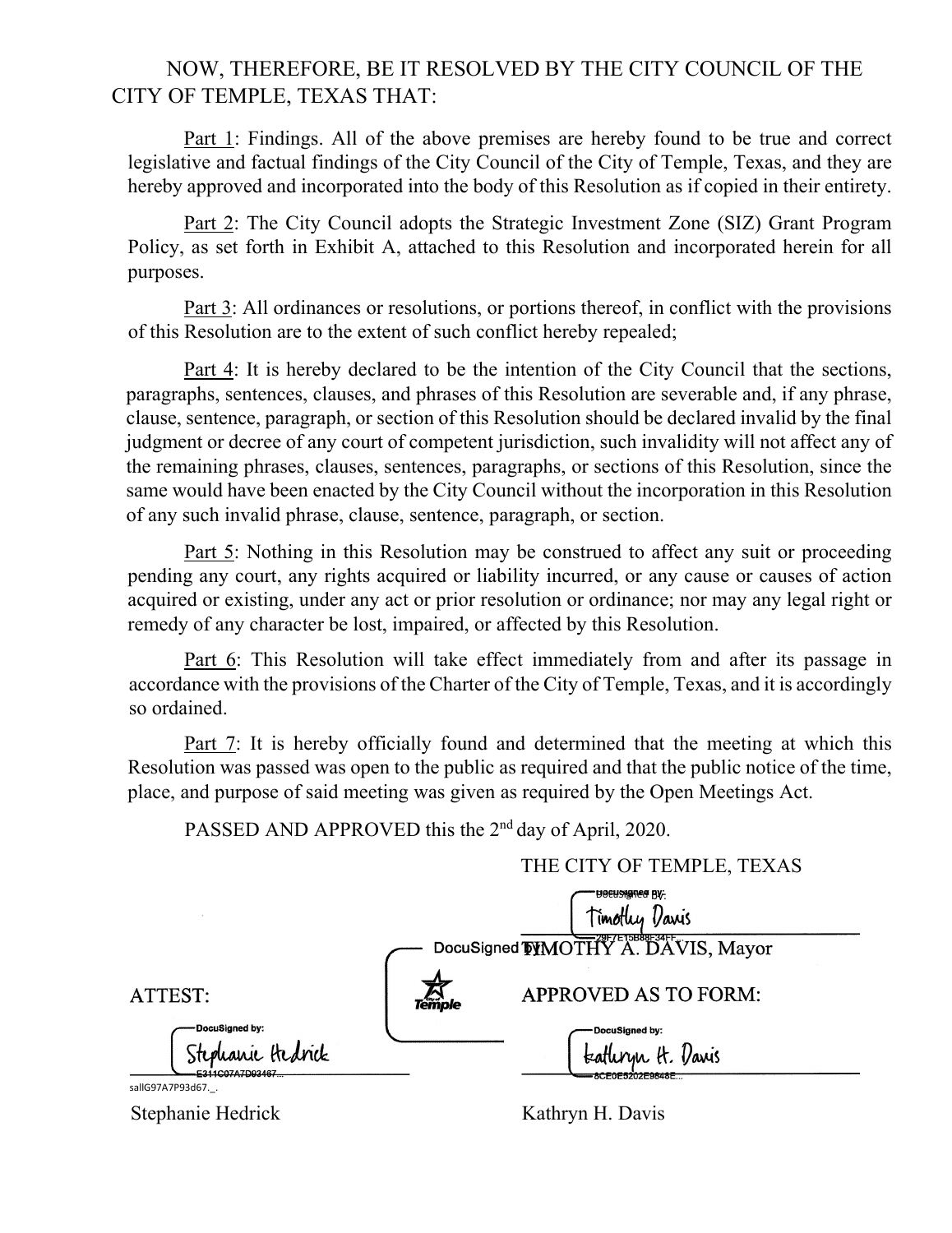NOW, THEREFORE, BE IT RESOLVED BY THE CITY COUNCIL OF THE CITY OF TEMPLE, TEXAS THAT:

Part 1: Findings. All of the above premises are hereby found to be true and correct legislative and factual findings of the City Council of the City of Temple, Texas, and they are hereby approved and incorporated into the body of this Resolution as if copied in their entirety.

Part 2: The City Council adopts the Strategic Investment Zone (SIZ) Grant Program Policy, as set forth in Exhibit A, attached to this Resolution and incorporated herein for all purposes.

Part 3: All ordinances or resolutions, or portions thereof, in conflict with the provisions of this Resolution are to the extent of such conflict hereby repealed;

Part 4: It is hereby declared to be the intention of the City Council that the sections, paragraphs, sentences, clauses, and phrases of this Resolution are severable and, if any phrase, clause, sentence, paragraph, or section of this Resolution should be declared invalid by the final judgment or decree of any court of competent jurisdiction, such invalidity will not affect any of the remaining phrases, clauses, sentences, paragraphs, or sections of this Resolution, since the same would have been enacted by the City Council without the incorporation in this Resolution of any such invalid phrase, clause, sentence, paragraph, or section.

Part 5: Nothing in this Resolution may be construed to affect any suit or proceeding pending any court, any rights acquired or liability incurred, or any cause or causes of action acquired or existing, under any act or prior resolution or ordinance; nor may any legal right or remedy of any character be lost, impaired, or affected by this Resolution.

Part 6: This Resolution will take effect immediately from and after its passage in accordance with the provisions of the Charter of the City of Temple, Texas, and it is accordingly so ordained.

Part 7: It is hereby officially found and determined that the meeting at which this Resolution was passed was open to the public as required and that the public notice of the time, place, and purpose of said meeting was given as required by the Open Meetings Act.

PASSED AND APPROVED this the 2nd day of April, 2020.

THE CITY OF TEMPLE, TEXAS

DocuSigned by: Timothy Davis
29F7E15B88F34FF...

TIMOTHY A. DAVIS, Mayor

ATTEST:

DocuSigned by: Stephanie Hedrick
E311C07A7D03467...

Stephanie Hedrick

APPROVED AS TO FORM:

DocuSigned by: Kathryn H. Davis
8CE0E5202E9848E...

Kathryn H. Davis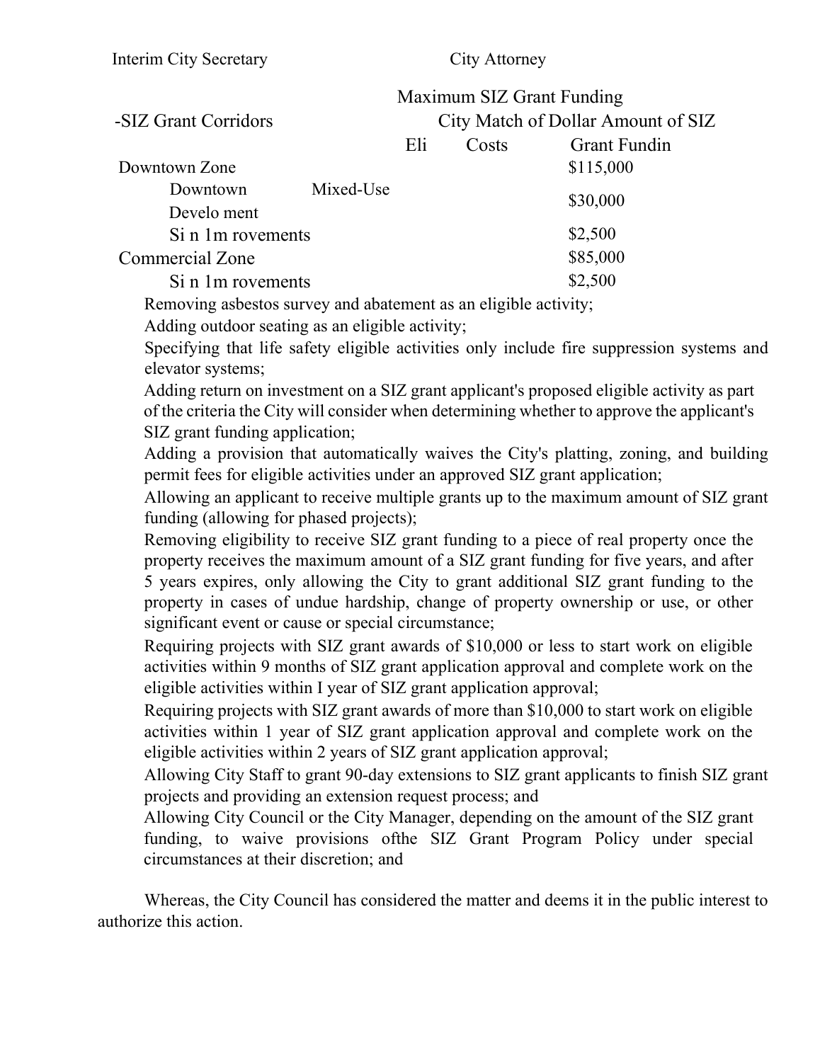Interim City Secretary | City Attorney

| -SIZ Grant Corridors | Maximum SIZ Grant Funding City Match of Dollar Amount of SIZ Eli Costs | Grant Fundin |
|---|---|---|
| Downtown Zone | | $115,000 |
| Downtown Mixed-Use Develo ment | | $30,000 |
| Si n 1m rovements | | $2,500 |
| Commercial Zone | | $85,000 |
| Si n 1m rovements | | $2,500 |

Removing asbestos survey and abatement as an eligible activity;

Adding outdoor seating as an eligible activity;

Specifying that life safety eligible activities only include fire suppression systems and elevator systems;

Adding return on investment on a SIZ grant applicant's proposed eligible activity as part of the criteria the City will consider when determining whether to approve the applicant's SIZ grant funding application;

Adding a provision that automatically waives the City's platting, zoning, and building permit fees for eligible activities under an approved SIZ grant application;

Allowing an applicant to receive multiple grants up to the maximum amount of SIZ grant funding (allowing for phased projects);

Removing eligibility to receive SIZ grant funding to a piece of real property once the property receives the maximum amount of a SIZ grant funding for five years, and after 5 years expires, only allowing the City to grant additional SIZ grant funding to the property in cases of undue hardship, change of property ownership or use, or other significant event or cause or special circumstance;

Requiring projects with SIZ grant awards of $10,000 or less to start work on eligible activities within 9 months of SIZ grant application approval and complete work on the eligible activities within I year of SIZ grant application approval;

Requiring projects with SIZ grant awards of more than $10,000 to start work on eligible activities within 1 year of SIZ grant application approval and complete work on the eligible activities within 2 years of SIZ grant application approval;

Allowing City Staff to grant 90-day extensions to SIZ grant applicants to finish SIZ grant projects and providing an extension request process; and

Allowing City Council or the City Manager, depending on the amount of the SIZ grant funding, to waive provisions ofthe SIZ Grant Program Policy under special circumstances at their discretion; and

Whereas, the City Council has considered the matter and deems it in the public interest to authorize this action.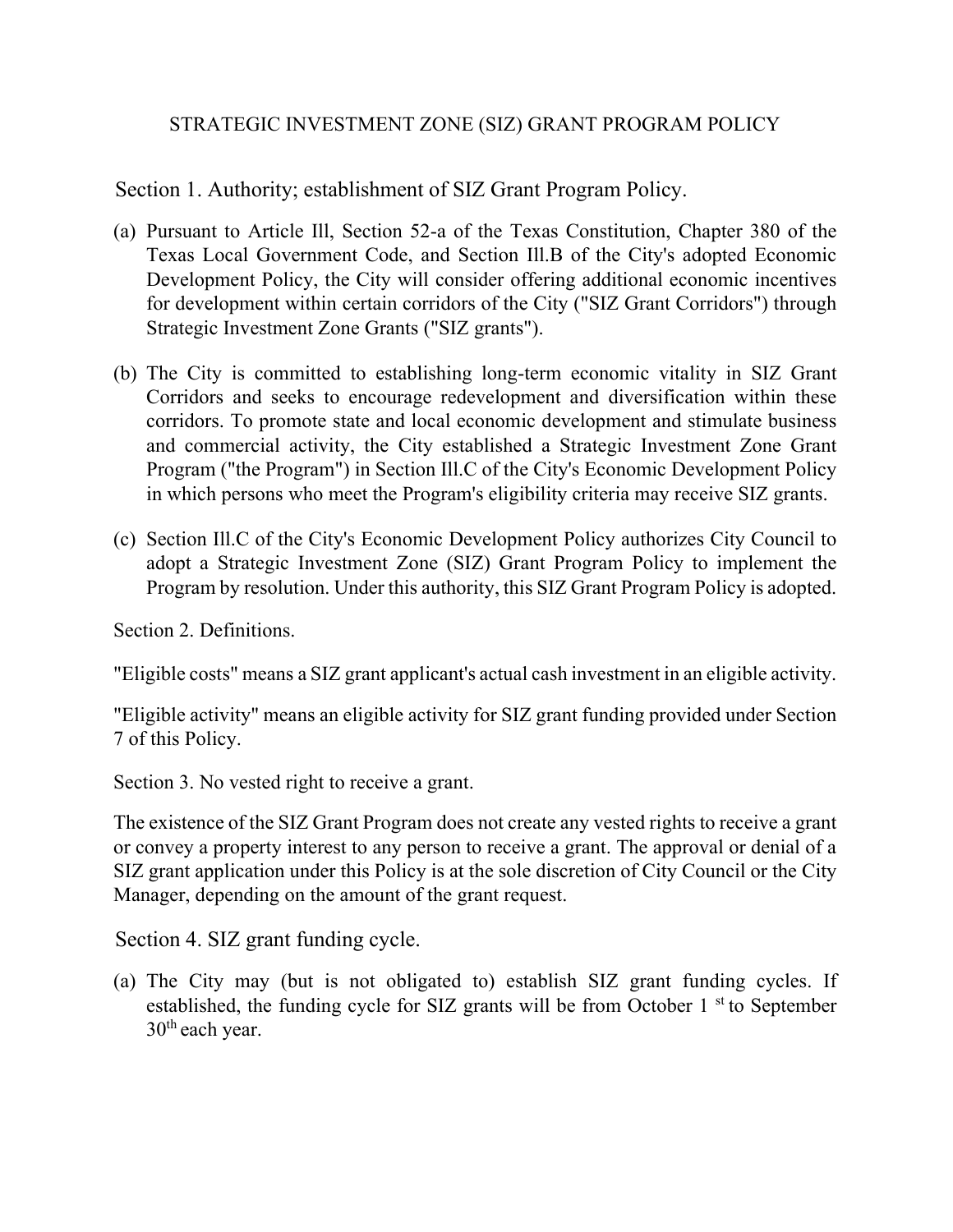# STRATEGIC INVESTMENT ZONE (SIZ) GRANT PROGRAM POLICY

## Section 1. Authority; establishment of SIZ Grant Program Policy.

(a) Pursuant to Article Ill, Section 52-a of the Texas Constitution, Chapter 380 of the Texas Local Government Code, and Section Ill.B of the City's adopted Economic Development Policy, the City will consider offering additional economic incentives for development within certain corridors of the City ("SIZ Grant Corridors") through Strategic Investment Zone Grants ("SIZ grants").

(b) The City is committed to establishing long-term economic vitality in SIZ Grant Corridors and seeks to encourage redevelopment and diversification within these corridors. To promote state and local economic development and stimulate business and commercial activity, the City established a Strategic Investment Zone Grant Program ("the Program") in Section Ill.C of the City's Economic Development Policy in which persons who meet the Program's eligibility criteria may receive SIZ grants.

(c) Section Ill.C of the City's Economic Development Policy authorizes City Council to adopt a Strategic Investment Zone (SIZ) Grant Program Policy to implement the Program by resolution. Under this authority, this SIZ Grant Program Policy is adopted.

## Section 2. Definitions.

"Eligible costs" means a SIZ grant applicant's actual cash investment in an eligible activity.

"Eligible activity" means an eligible activity for SIZ grant funding provided under Section 7 of this Policy.

## Section 3. No vested right to receive a grant.

The existence of the SIZ Grant Program does not create any vested rights to receive a grant or convey a property interest to any person to receive a grant. The approval or denial of a SIZ grant application under this Policy is at the sole discretion of City Council or the City Manager, depending on the amount of the grant request.

## Section 4. SIZ grant funding cycle.

(a) The City may (but is not obligated to) establish SIZ grant funding cycles. If established, the funding cycle for SIZ grants will be from October 1st to September 30th each year.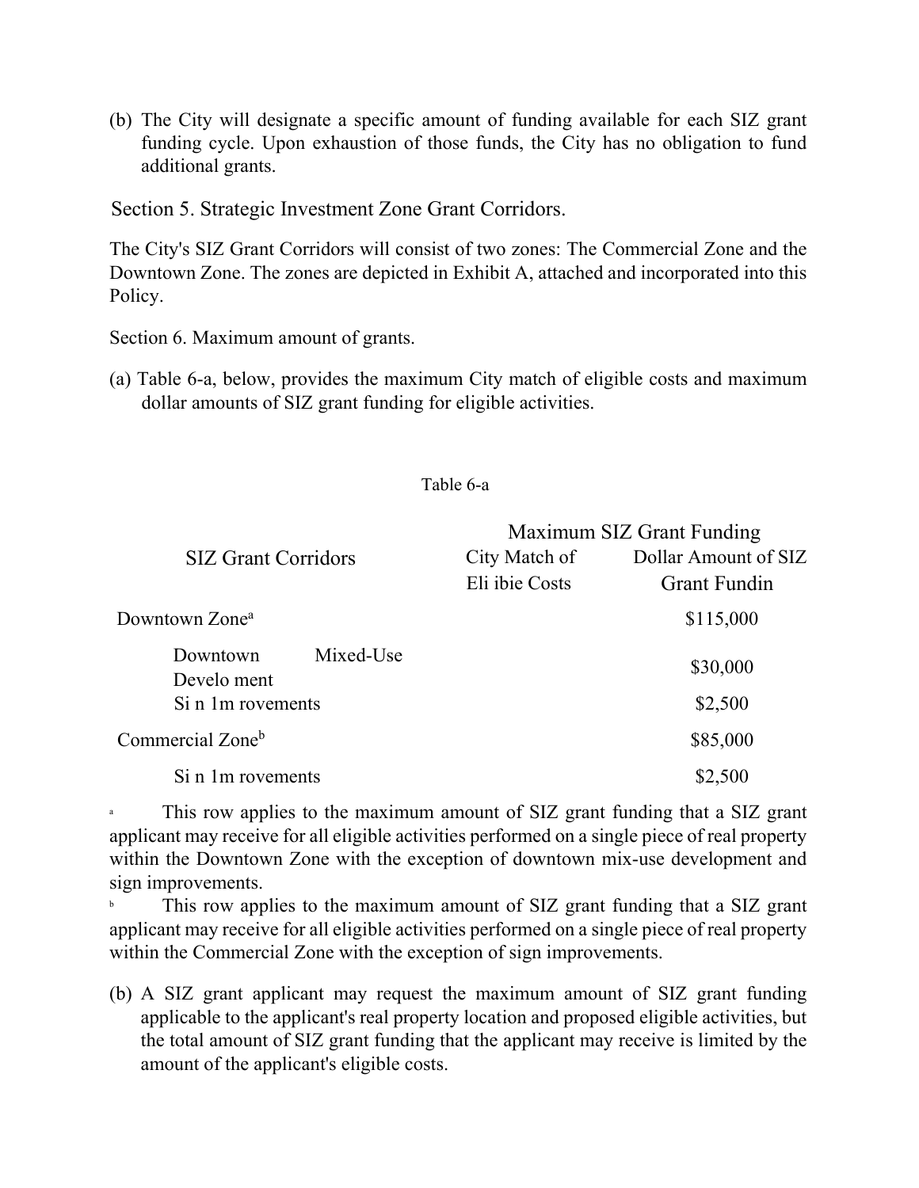(b) The City will designate a specific amount of funding available for each SIZ grant funding cycle. Upon exhaustion of those funds, the City has no obligation to fund additional grants.

## Section 5. Strategic Investment Zone Grant Corridors.

The City's SIZ Grant Corridors will consist of two zones: The Commercial Zone and the Downtown Zone. The zones are depicted in Exhibit A, attached and incorporated into this Policy.

Section 6. Maximum amount of grants.

(a) Table 6-a, below, provides the maximum City match of eligible costs and maximum dollar amounts of SIZ grant funding for eligible activities.

Table 6-a

| SIZ Grant Corridors | Maximum SIZ Grant Funding | |
|---|---|---|
| | City Match of Eli ibie Costs | Dollar Amount of SIZ Grant Fundin |
| Downtown Zone[a] | | $115,000 |
| Downtown Mixed-Use Develo ment | | $30,000 |
| Si n 1m rovements | | $2,500 |
| Commercial Zone[b] | | $85,000 |
| Si n 1m rovements | | $2,500 |

[a] This row applies to the maximum amount of SIZ grant funding that a SIZ grant applicant may receive for all eligible activities performed on a single piece of real property within the Downtown Zone with the exception of downtown mix-use development and sign improvements.

[b] This row applies to the maximum amount of SIZ grant funding that a SIZ grant applicant may receive for all eligible activities performed on a single piece of real property within the Commercial Zone with the exception of sign improvements.

(b) A SIZ grant applicant may request the maximum amount of SIZ grant funding applicable to the applicant's real property location and proposed eligible activities, but the total amount of SIZ grant funding that the applicant may receive is limited by the amount of the applicant's eligible costs.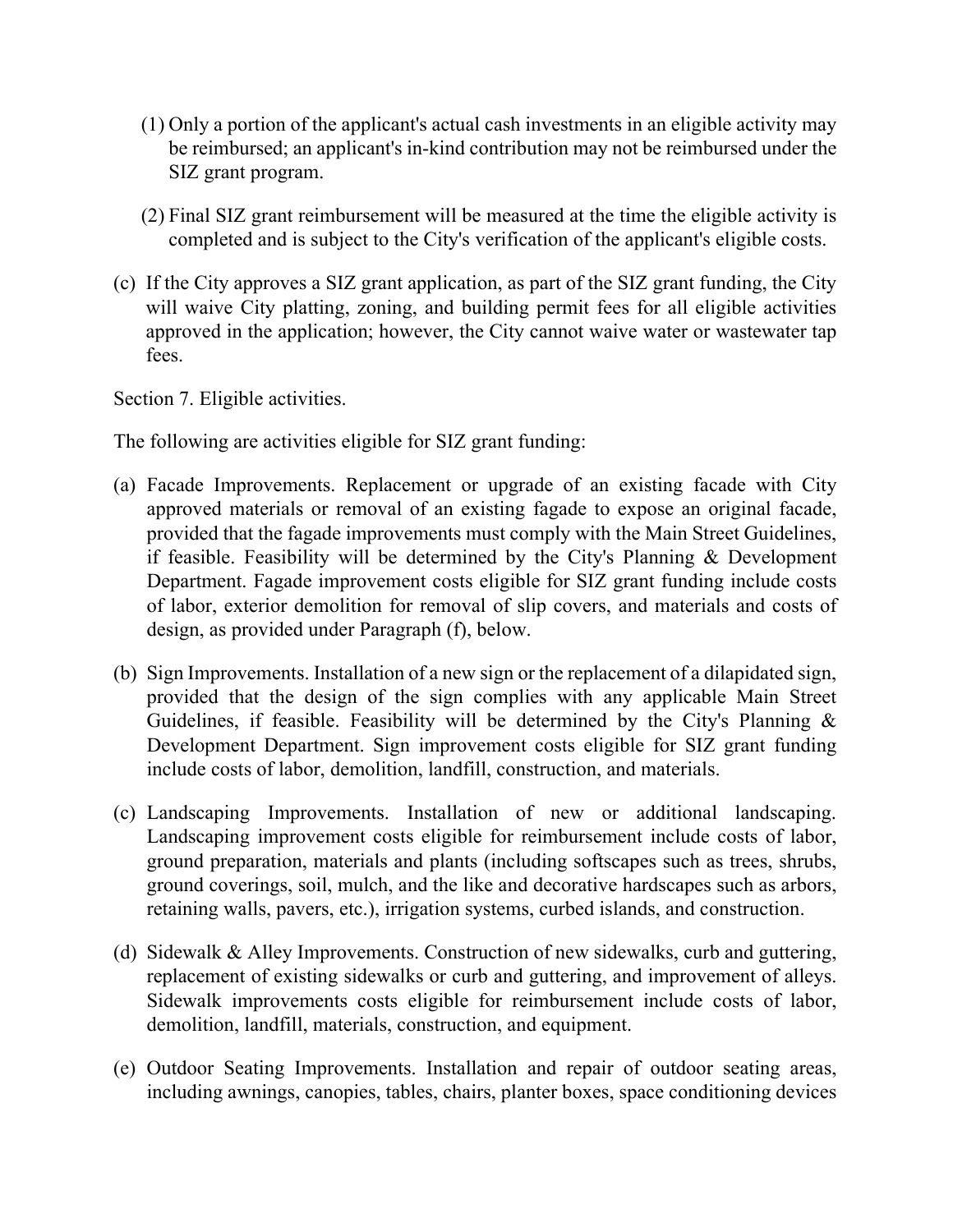(1) Only a portion of the applicant's actual cash investments in an eligible activity may be reimbursed; an applicant's in-kind contribution may not be reimbursed under the SIZ grant program.

(2) Final SIZ grant reimbursement will be measured at the time the eligible activity is completed and is subject to the City's verification of the applicant's eligible costs.

(c) If the City approves a SIZ grant application, as part of the SIZ grant funding, the City will waive City platting, zoning, and building permit fees for all eligible activities approved in the application; however, the City cannot waive water or wastewater tap fees.

Section 7. Eligible activities.

The following are activities eligible for SIZ grant funding:

(a) Facade Improvements. Replacement or upgrade of an existing facade with City approved materials or removal of an existing façade to expose an original facade, provided that the façade improvements must comply with the Main Street Guidelines, if feasible. Feasibility will be determined by the City's Planning & Development Department. Façade improvement costs eligible for SIZ grant funding include costs of labor, exterior demolition for removal of slip covers, and materials and costs of design, as provided under Paragraph (f), below.

(b) Sign Improvements. Installation of a new sign or the replacement of a dilapidated sign, provided that the design of the sign complies with any applicable Main Street Guidelines, if feasible. Feasibility will be determined by the City's Planning & Development Department. Sign improvement costs eligible for SIZ grant funding include costs of labor, demolition, landfill, construction, and materials.

(c) Landscaping Improvements. Installation of new or additional landscaping. Landscaping improvement costs eligible for reimbursement include costs of labor, ground preparation, materials and plants (including softscapes such as trees, shrubs, ground coverings, soil, mulch, and the like and decorative hardscapes such as arbors, retaining walls, pavers, etc.), irrigation systems, curbed islands, and construction.

(d) Sidewalk & Alley Improvements. Construction of new sidewalks, curb and guttering, replacement of existing sidewalks or curb and guttering, and improvement of alleys. Sidewalk improvements costs eligible for reimbursement include costs of labor, demolition, landfill, materials, construction, and equipment.

(e) Outdoor Seating Improvements. Installation and repair of outdoor seating areas, including awnings, canopies, tables, chairs, planter boxes, space conditioning devices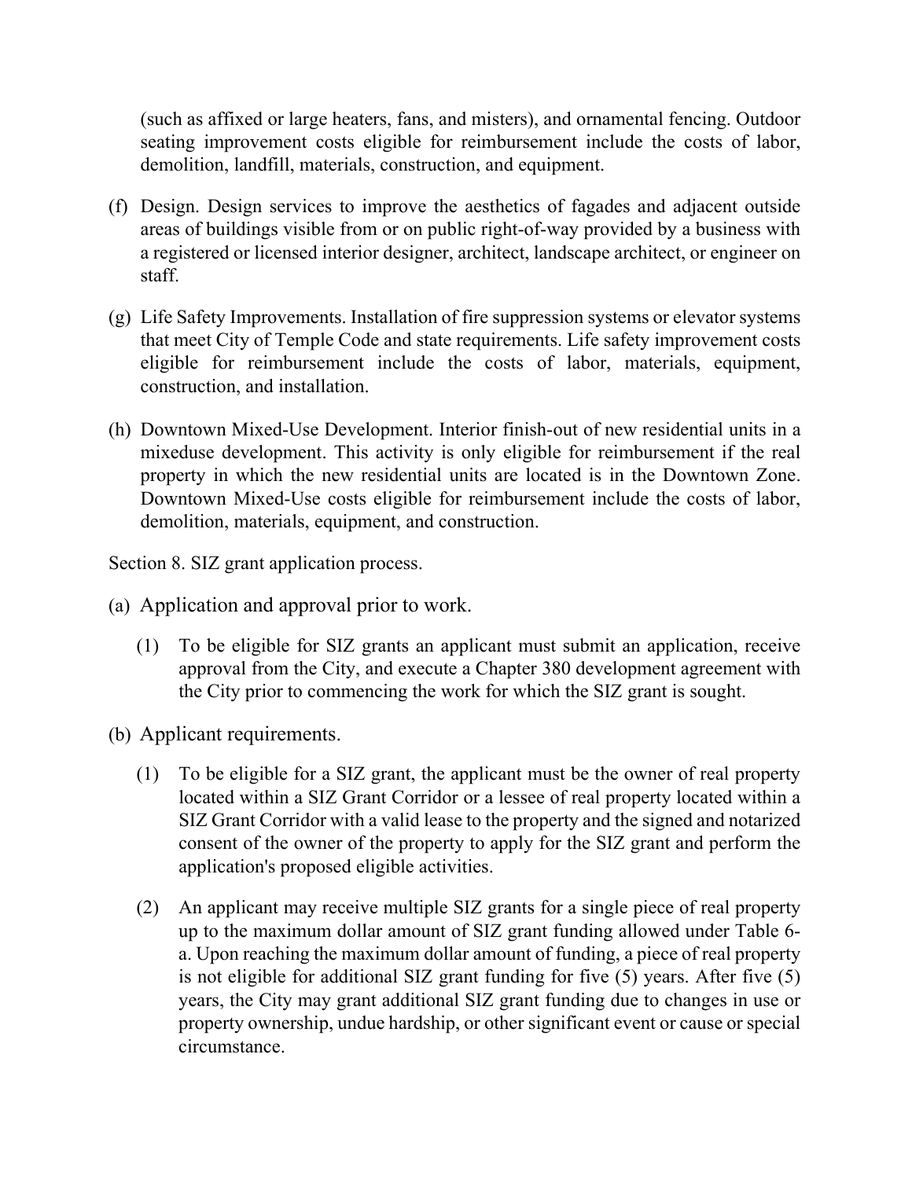(such as affixed or large heaters, fans, and misters), and ornamental fencing. Outdoor seating improvement costs eligible for reimbursement include the costs of labor, demolition, landfill, materials, construction, and equipment.

(f) Design. Design services to improve the aesthetics of fagades and adjacent outside areas of buildings visible from or on public right-of-way provided by a business with a registered or licensed interior designer, architect, landscape architect, or engineer on staff.

(g) Life Safety Improvements. Installation of fire suppression systems or elevator systems that meet City of Temple Code and state requirements. Life safety improvement costs eligible for reimbursement include the costs of labor, materials, equipment, construction, and installation.

(h) Downtown Mixed-Use Development. Interior finish-out of new residential units in a mixeduse development. This activity is only eligible for reimbursement if the real property in which the new residential units are located is in the Downtown Zone. Downtown Mixed-Use costs eligible for reimbursement include the costs of labor, demolition, materials, equipment, and construction.

Section 8. SIZ grant application process.

(a) Application and approval prior to work.

(1) To be eligible for SIZ grants an applicant must submit an application, receive approval from the City, and execute a Chapter 380 development agreement with the City prior to commencing the work for which the SIZ grant is sought.

(b) Applicant requirements.

(1) To be eligible for a SIZ grant, the applicant must be the owner of real property located within a SIZ Grant Corridor or a lessee of real property located within a SIZ Grant Corridor with a valid lease to the property and the signed and notarized consent of the owner of the property to apply for the SIZ grant and perform the application's proposed eligible activities.

(2) An applicant may receive multiple SIZ grants for a single piece of real property up to the maximum dollar amount of SIZ grant funding allowed under Table 6-a. Upon reaching the maximum dollar amount of funding, a piece of real property is not eligible for additional SIZ grant funding for five (5) years. After five (5) years, the City may grant additional SIZ grant funding due to changes in use or property ownership, undue hardship, or other significant event or cause or special circumstance.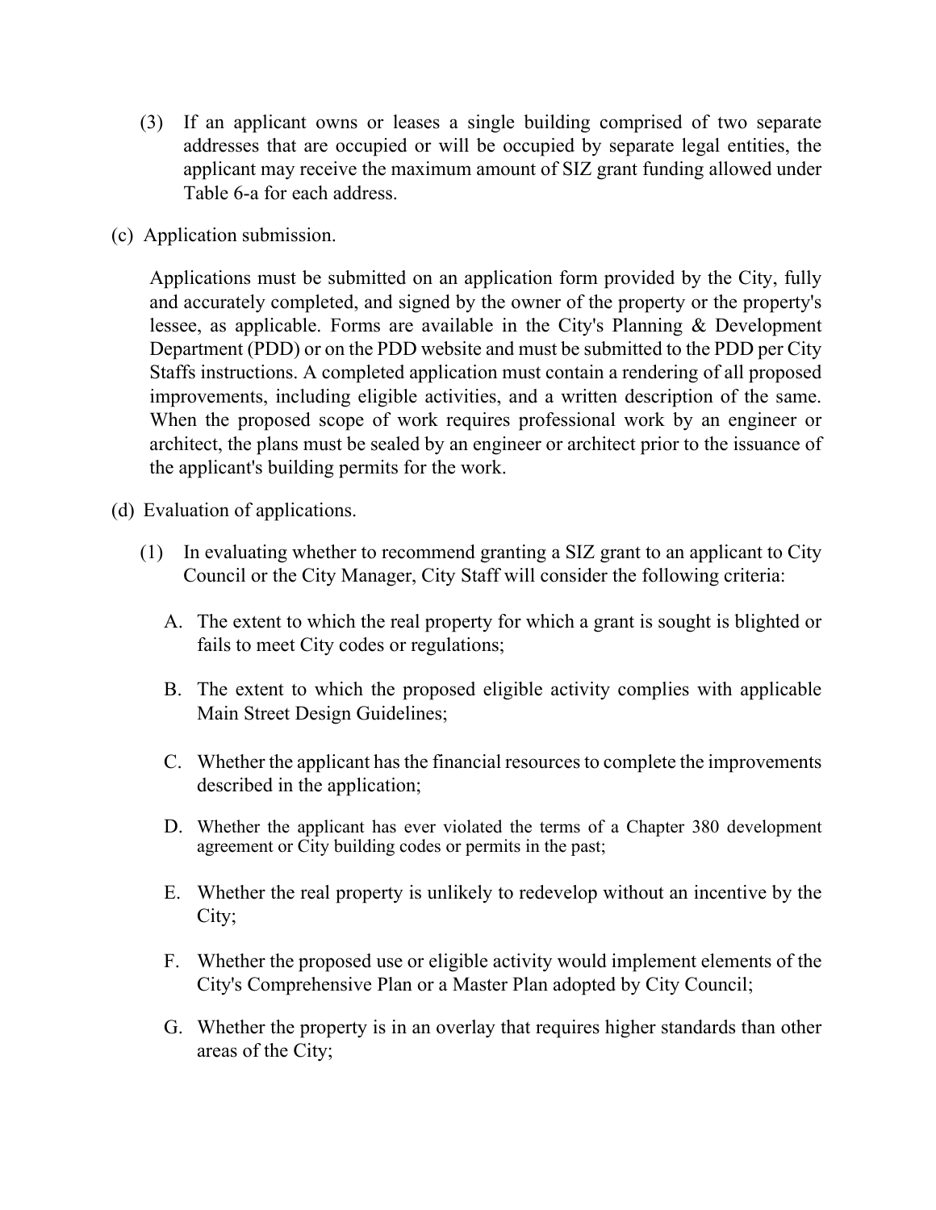(3) If an applicant owns or leases a single building comprised of two separate addresses that are occupied or will be occupied by separate legal entities, the applicant may receive the maximum amount of SIZ grant funding allowed under Table 6-a for each address.

(c) Application submission.

Applications must be submitted on an application form provided by the City, fully and accurately completed, and signed by the owner of the property or the property's lessee, as applicable. Forms are available in the City's Planning & Development Department (PDD) or on the PDD website and must be submitted to the PDD per City Staffs instructions. A completed application must contain a rendering of all proposed improvements, including eligible activities, and a written description of the same. When the proposed scope of work requires professional work by an engineer or architect, the plans must be sealed by an engineer or architect prior to the issuance of the applicant's building permits for the work.

(d) Evaluation of applications.

(1) In evaluating whether to recommend granting a SIZ grant to an applicant to City Council or the City Manager, City Staff will consider the following criteria:

A. The extent to which the real property for which a grant is sought is blighted or fails to meet City codes or regulations;

B. The extent to which the proposed eligible activity complies with applicable Main Street Design Guidelines;

C. Whether the applicant has the financial resources to complete the improvements described in the application;

D. Whether the applicant has ever violated the terms of a Chapter 380 development agreement or City building codes or permits in the past;

E. Whether the real property is unlikely to redevelop without an incentive by the City;

F. Whether the proposed use or eligible activity would implement elements of the City's Comprehensive Plan or a Master Plan adopted by City Council;

G. Whether the property is in an overlay that requires higher standards than other areas of the City;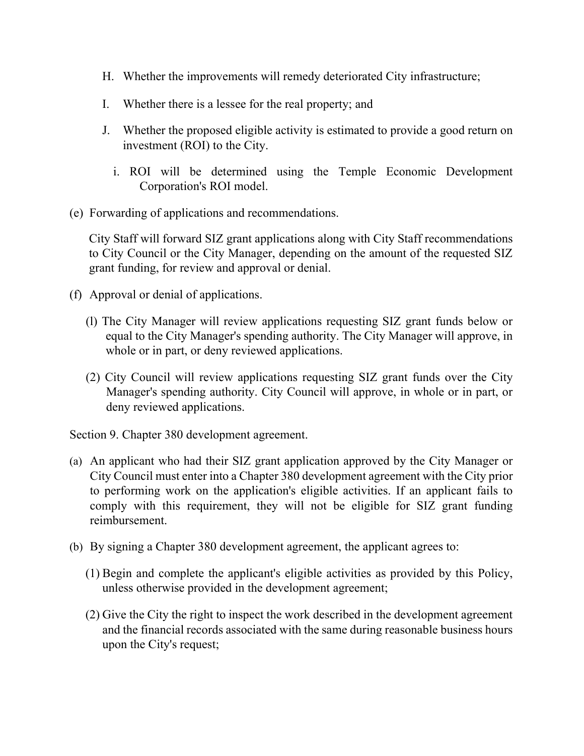H. Whether the improvements will remedy deteriorated City infrastructure;

I. Whether there is a lessee for the real property; and

J. Whether the proposed eligible activity is estimated to provide a good return on investment (ROI) to the City.

   i. ROI will be determined using the Temple Economic Development Corporation's ROI model.

(e) Forwarding of applications and recommendations.

City Staff will forward SIZ grant applications along with City Staff recommendations to City Council or the City Manager, depending on the amount of the requested SIZ grant funding, for review and approval or denial.

(f) Approval or denial of applications.

(l) The City Manager will review applications requesting SIZ grant funds below or equal to the City Manager's spending authority. The City Manager will approve, in whole or in part, or deny reviewed applications.

(2) City Council will review applications requesting SIZ grant funds over the City Manager's spending authority. City Council will approve, in whole or in part, or deny reviewed applications.

Section 9. Chapter 380 development agreement.

(a) An applicant who had their SIZ grant application approved by the City Manager or City Council must enter into a Chapter 380 development agreement with the City prior to performing work on the application's eligible activities. If an applicant fails to comply with this requirement, they will not be eligible for SIZ grant funding reimbursement.

(b) By signing a Chapter 380 development agreement, the applicant agrees to:

(1) Begin and complete the applicant's eligible activities as provided by this Policy, unless otherwise provided in the development agreement;

(2) Give the City the right to inspect the work described in the development agreement and the financial records associated with the same during reasonable business hours upon the City's request;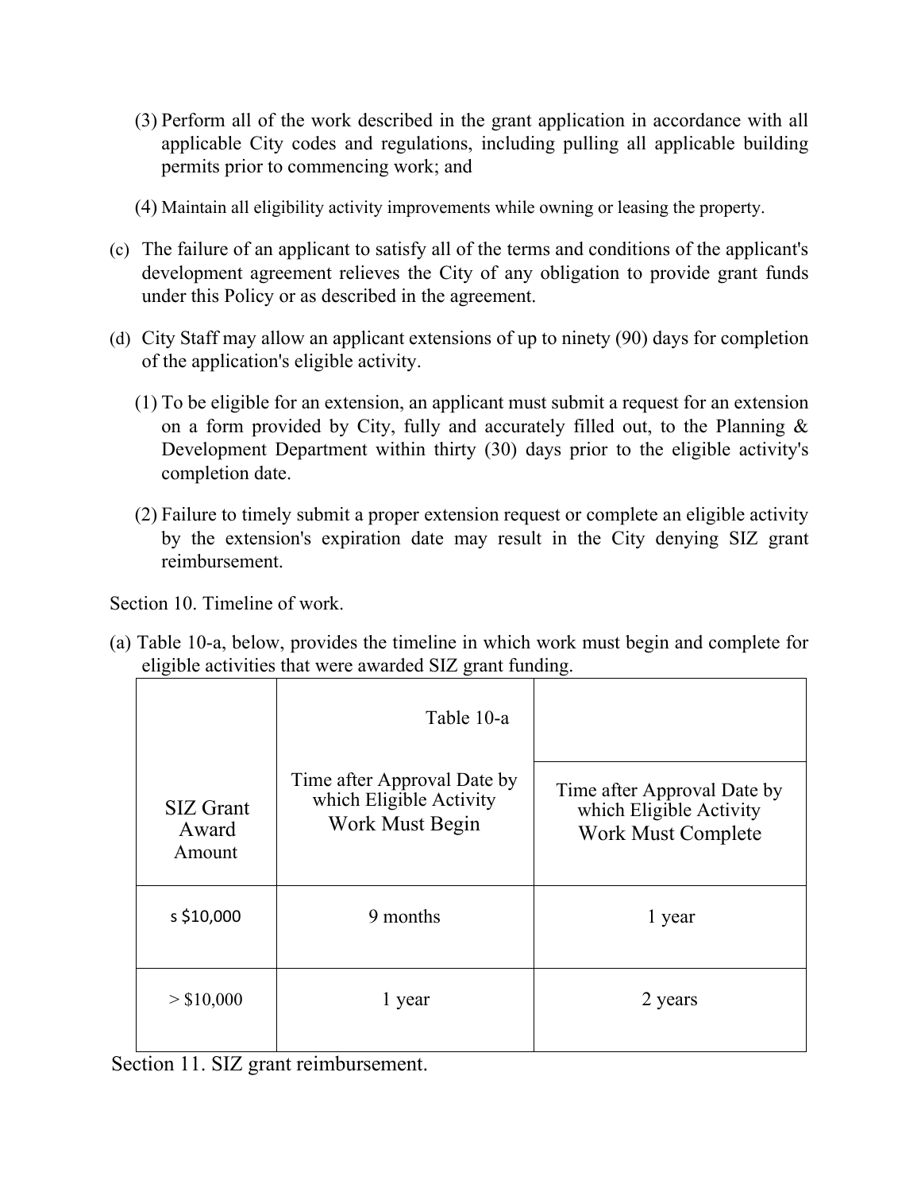(3) Perform all of the work described in the grant application in accordance with all applicable City codes and regulations, including pulling all applicable building permits prior to commencing work; and

(4) Maintain all eligibility activity improvements while owning or leasing the property.

(c) The failure of an applicant to satisfy all of the terms and conditions of the applicant's development agreement relieves the City of any obligation to provide grant funds under this Policy or as described in the agreement.

(d) City Staff may allow an applicant extensions of up to ninety (90) days for completion of the application's eligible activity.

(1) To be eligible for an extension, an applicant must submit a request for an extension on a form provided by City, fully and accurately filled out, to the Planning & Development Department within thirty (30) days prior to the eligible activity's completion date.

(2) Failure to timely submit a proper extension request or complete an eligible activity by the extension's expiration date may result in the City denying SIZ grant reimbursement.

Section 10. Timeline of work.

(a) Table 10-a, below, provides the timeline in which work must begin and complete for eligible activities that were awarded SIZ grant funding.

Table 10-a

| SIZ Grant Award Amount | Time after Approval Date by which Eligible Activity Work Must Begin | Time after Approval Date by which Eligible Activity Work Must Complete |
|---|---|---|
| ≤ $10,000 | 9 months | 1 year |
| > $10,000 | 1 year | 2 years |

Section 11. SIZ grant reimbursement.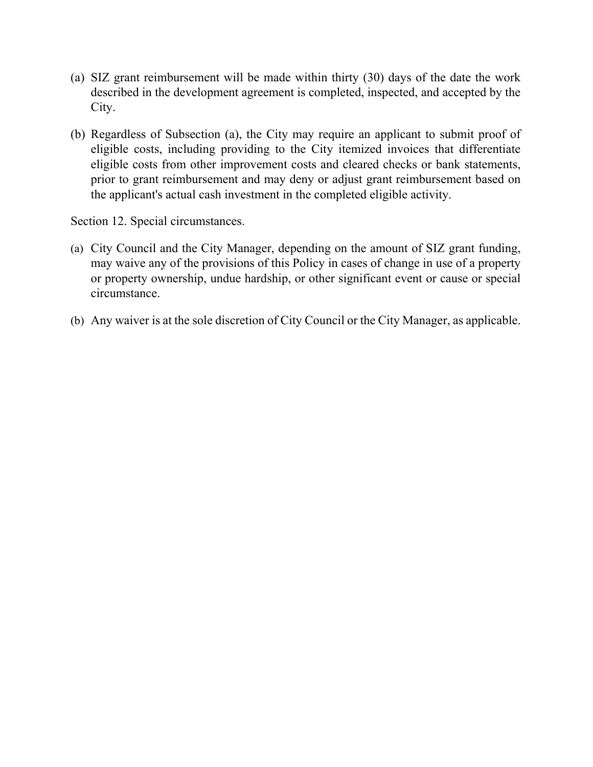(a) SIZ grant reimbursement will be made within thirty (30) days of the date the work described in the development agreement is completed, inspected, and accepted by the City.

(b) Regardless of Subsection (a), the City may require an applicant to submit proof of eligible costs, including providing to the City itemized invoices that differentiate eligible costs from other improvement costs and cleared checks or bank statements, prior to grant reimbursement and may deny or adjust grant reimbursement based on the applicant's actual cash investment in the completed eligible activity.

Section 12. Special circumstances.

(a) City Council and the City Manager, depending on the amount of SIZ grant funding, may waive any of the provisions of this Policy in cases of change in use of a property or property ownership, undue hardship, or other significant event or cause or special circumstance.

(b) Any waiver is at the sole discretion of City Council or the City Manager, as applicable.